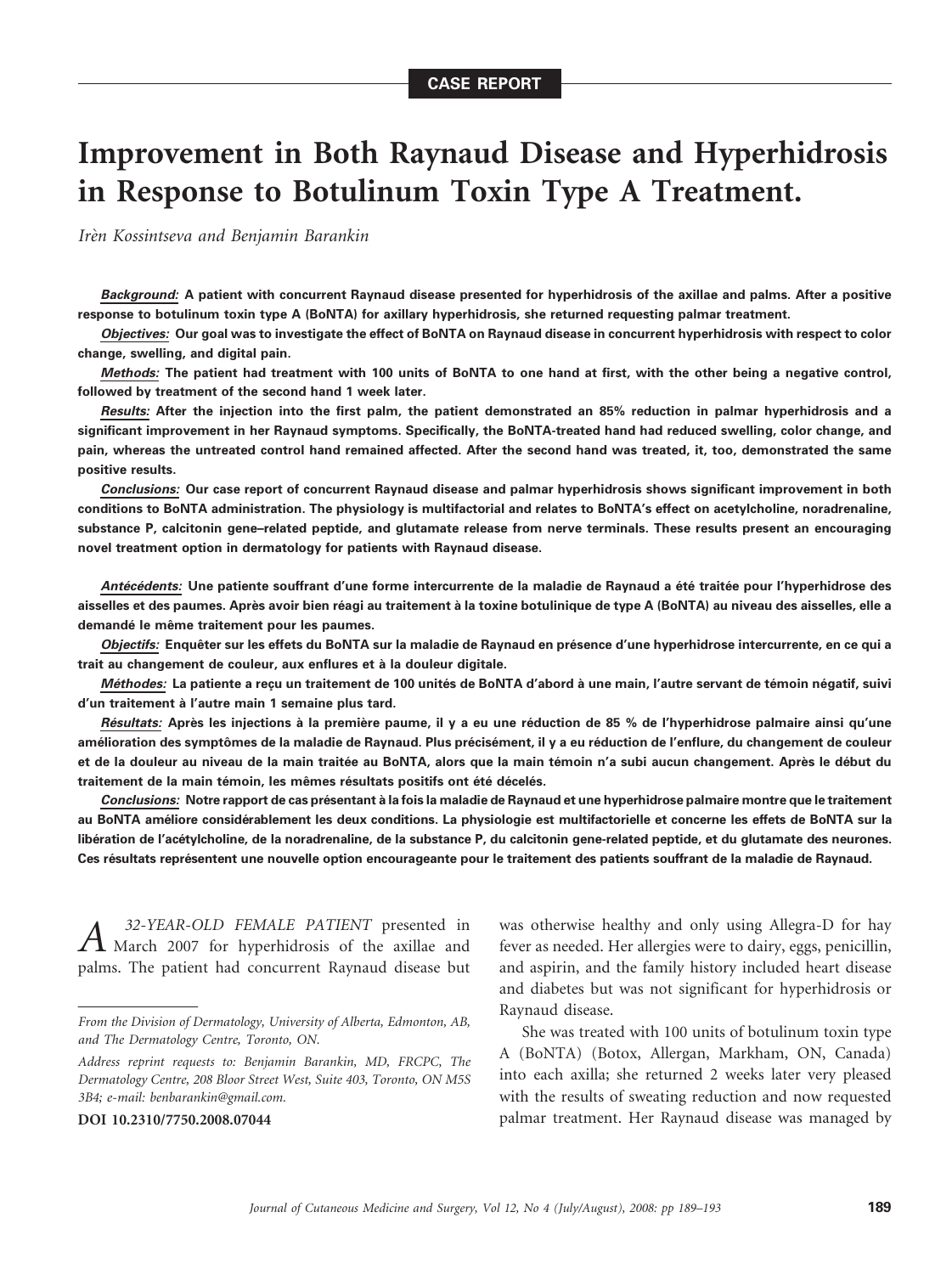CASE REPORT

# Improvement in Both Raynaud Disease and Hyperhidrosis in Response to Botulinum Toxin Type A Treatment.

*Irèn Kossintseva and Benjamin Barankin*

**Background:** A patient with concurrent Raynaud disease presented for hyperhidrosis of the axillae and palms. After a positive response to botulinum toxin type A (BoNTA) for axillary hyperhidrosis, she returned requesting palmar treatment.

**Objectives:** Our goal was to investigate the effect of BoNTA on Raynaud disease in concurrent hyperhidrosis with respect to color change, swelling, and digital pain.

**Methods:** The patient had treatment with 100 units of BoNTA to one hand at first, with the other being a negative control, followed by treatment of the second hand 1 week later.

**Results:** After the injection into the first palm, the patient demonstrated an 85% reduction in palmar hyperhidrosis and a significant improvement in her Raynaud symptoms. Specifically, the BoNTA-treated hand had reduced swelling, color change, and pain, whereas the untreated control hand remained affected. After the second hand was treated, it, too, demonstrated the same positive results.

**Conclusions:** Our case report of concurrent Raynaud disease and palmar hyperhidrosis shows significant improvement in both conditions to BoNTA administration. The physiology is multifactorial and relates to BoNTA's effect on acetylcholine, noradrenaline, substance P, calcitonin gene–related peptide, and glutamate release from nerve terminals. These results present an encouraging novel treatment option in dermatology for patients with Raynaud disease.

**Antécédents:** Une patiente souffrant d'une forme intercurrente de la maladie de Raynaud a été traitée pour l'hyperhidrose des aisselles et des paumes. Après avoir bien réagi au traitement à la toxine botulinique de type A (BoNTA) au niveau des aisselles, elle a demandé le même traitement pour les paumes.

**Objectifs:** Enquêter sur les effets du BoNTA sur la maladie de Raynaud en présence d'une hyperhidrose intercurrente, en ce qui a trait au changement de couleur, aux enflures et à la douleur digitale.

**Méthodes:** La patiente a reçu un traitement de 100 unités de BoNTA d'abord à une main, l'autre servant de témoin négatif, suivi d'un traitement à l'autre main 1 semaine plus tard.

**Résultats:** Après les injections à la première paume, il y a eu une réduction de 85 % de l'hyperhidrose palmaire ainsi qu'une amélioration des symptômes de la maladie de Raynaud. Plus précisément, il y a eu réduction de l'enflure, du changement de couleur et de la douleur au niveau de la main traitée au BoNTA, alors que la main témoin n'a subi aucun changement. Après le début du traitement de la main témoin, les mêmes résultats positifs ont été décelés.

**Conclusions:** Notre rapport de cas présentant à la fois la maladie de Raynaud et une hyperhidrose palmaire montre que le traitement au BoNTA améliore considérablement les deux conditions. La physiologie est multifactorielle et concerne les effets de BoNTA sur la libération de l'acétylcholine, de la noradrenaline, de la substance P, du calcitonin gene-related peptide, et du glutamate des neurones. Ces résultats représentent une nouvelle option encourageante pour le traitement des patients souffrant de la maladie de Raynaud.

A *32-YEAR-OLD FEMALE PATIENT* presented in March 2007 for hyperhidrosis of the axillae and palms. The patient had concurrent Raynaud disease but was otherwise healthy and only using Allegra-D for hay fever as needed. Her allergies were to dairy, eggs, penicillin, and aspirin, and the family history included heart disease and diabetes but was not significant for hyperhidrosis or Raynaud disease.

She was treated with 100 units of botulinum toxin type A (BoNTA) (Botox, Allergan, Markham, ON, Canada) into each axilla; she returned 2 weeks later very pleased with the results of sweating reduction and now requested palmar treatment. Her Raynaud disease was managed by

From the Division of Dermatology, University of Alberta, Edmonton, AB, and The Dermatology Centre, Toronto, ON.

Address reprint requests to: Benjamin Barankin, MD, FRCPC, The Dermatology Centre, 208 Bloor Street West, Suite 403, Toronto, ON M5S 3B4; e-mail: benbarankin@gmail.com.

**DOI 10.2310/7750.2008.07044**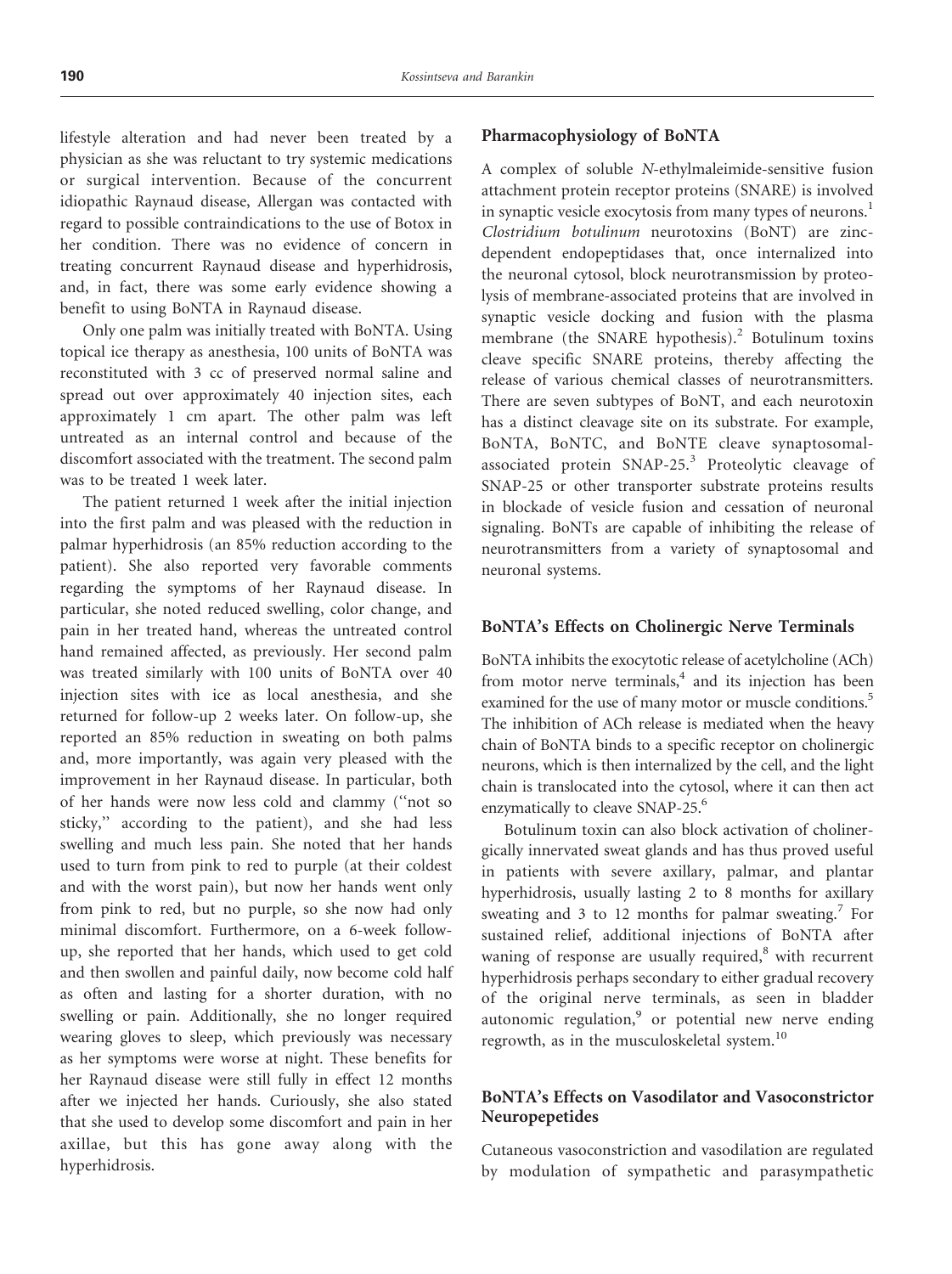lifestyle alteration and had never been treated by a physician as she was reluctant to try systemic medications or surgical intervention. Because of the concurrent idiopathic Raynaud disease, Allergan was contacted with regard to possible contraindications to the use of Botox in her condition. There was no evidence of concern in treating concurrent Raynaud disease and hyperhidrosis, and, in fact, there was some early evidence showing a benefit to using BoNTA in Raynaud disease.

Only one palm was initially treated with BoNTA. Using topical ice therapy as anesthesia, 100 units of BoNTA was reconstituted with 3 cc of preserved normal saline and spread out over approximately 40 injection sites, each approximately 1 cm apart. The other palm was left untreated as an internal control and because of the discomfort associated with the treatment. The second palm was to be treated 1 week later.

The patient returned 1 week after the initial injection into the first palm and was pleased with the reduction in palmar hyperhidrosis (an 85% reduction according to the patient). She also reported very favorable comments regarding the symptoms of her Raynaud disease. In particular, she noted reduced swelling, color change, and pain in her treated hand, whereas the untreated control hand remained affected, as previously. Her second palm was treated similarly with 100 units of BoNTA over 40 injection sites with ice as local anesthesia, and she returned for follow-up 2 weeks later. On follow-up, she reported an 85% reduction in sweating on both palms and, more importantly, was again very pleased with the improvement in her Raynaud disease. In particular, both of her hands were now less cold and clammy (''not so sticky,'' according to the patient), and she had less swelling and much less pain. She noted that her hands used to turn from pink to red to purple (at their coldest and with the worst pain), but now her hands went only from pink to red, but no purple, so she now had only minimal discomfort. Furthermore, on a 6-week follow-up, she reported that her hands, which used to get cold and then swollen and painful daily, now become cold half as often and lasting for a shorter duration, with no swelling or pain. Additionally, she no longer required wearing gloves to sleep, which previously was necessary as her symptoms were worse at night. These benefits for her Raynaud disease were still fully in effect 12 months after we injected her hands. Curiously, she also stated that she used to develop some discomfort and pain in her axillae, but this has gone away along with the hyperhidrosis.

## Pharmacophysiology of BoNTA

A complex of soluble *N*-ethylmaleimide-sensitive fusion attachment protein receptor proteins (SNARE) is involved in synaptic vesicle exocytosis from many types of neurons.[1] *Clostridium botulinum* neurotoxins (BoNT) are zinc-dependent endopeptidases that, once internalized into the neuronal cytosol, block neurotransmission by proteolysis of membrane-associated proteins that are involved in synaptic vesicle docking and fusion with the plasma membrane (the SNARE hypothesis).[2] Botulinum toxins cleave specific SNARE proteins, thereby affecting the release of various chemical classes of neurotransmitters. There are seven subtypes of BoNT, and each neurotoxin has a distinct cleavage site on its substrate. For example, BoNTA, BoNTC, and BoNTE cleave synaptosomal-associated protein SNAP-25.[3] Proteolytic cleavage of SNAP-25 or other transporter substrate proteins results in blockade of vesicle fusion and cessation of neuronal signaling. BoNTs are capable of inhibiting the release of neurotransmitters from a variety of synaptosomal and neuronal systems.

## BoNTA's Effects on Cholinergic Nerve Terminals

BoNTA inhibits the exocytotic release of acetylcholine (ACh) from motor nerve terminals,[4] and its injection has been examined for the use of many motor or muscle conditions.[5] The inhibition of ACh release is mediated when the heavy chain of BoNTA binds to a specific receptor on cholinergic neurons, which is then internalized by the cell, and the light chain is translocated into the cytosol, where it can then act enzymatically to cleave SNAP-25.[6]

Botulinum toxin can also block activation of cholinergically innervated sweat glands and has thus proved useful in patients with severe axillary, palmar, and plantar hyperhidrosis, usually lasting 2 to 8 months for axillary sweating and 3 to 12 months for palmar sweating.[7] For sustained relief, additional injections of BoNTA after waning of response are usually required,[8] with recurrent hyperhidrosis perhaps secondary to either gradual recovery of the original nerve terminals, as seen in bladder autonomic regulation,[9] or potential new nerve ending regrowth, as in the musculoskeletal system.[10]

## BoNTA's Effects on Vasodilator and Vasoconstrictor Neuropepetides

Cutaneous vasoconstriction and vasodilation are regulated by modulation of sympathetic and parasympathetic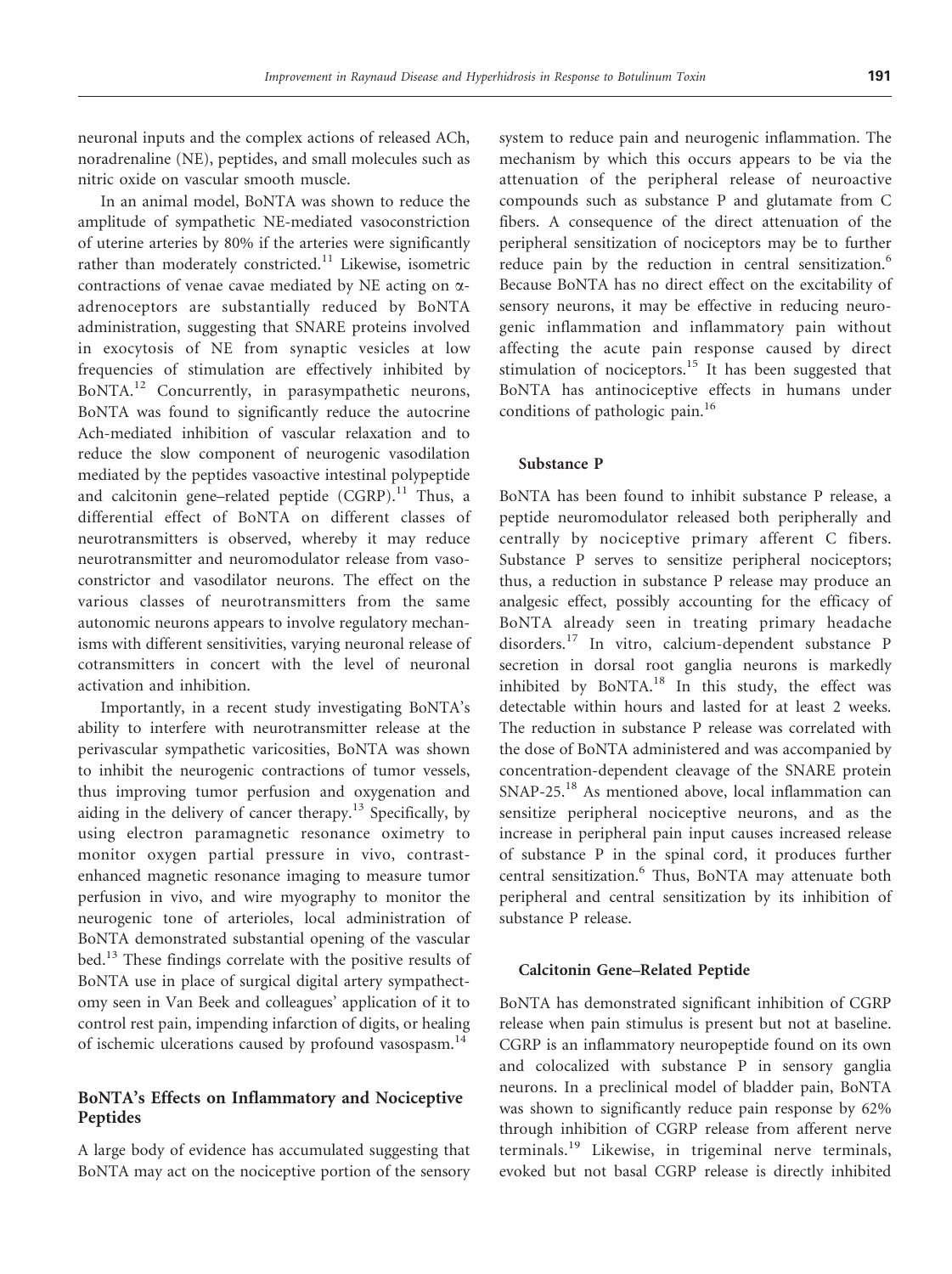neuronal inputs and the complex actions of released ACh, noradrenaline (NE), peptides, and small molecules such as nitric oxide on vascular smooth muscle.

In an animal model, BoNTA was shown to reduce the amplitude of sympathetic NE-mediated vasoconstriction of uterine arteries by 80% if the arteries were significantly rather than moderately constricted.[11] Likewise, isometric contractions of venae cavae mediated by NE acting on α-adrenoceptors are substantially reduced by BoNTA administration, suggesting that SNARE proteins involved in exocytosis of NE from synaptic vesicles at low frequencies of stimulation are effectively inhibited by BoNTA.[12] Concurrently, in parasympathetic neurons, BoNTA was found to significantly reduce the autocrine Ach-mediated inhibition of vascular relaxation and to reduce the slow component of neurogenic vasodilation mediated by the peptides vasoactive intestinal polypeptide and calcitonin gene–related peptide (CGRP).[11] Thus, a differential effect of BoNTA on different classes of neurotransmitters is observed, whereby it may reduce neurotransmitter and neuromodulator release from vasoconstrictor and vasodilator neurons. The effect on the various classes of neurotransmitters from the same autonomic neurons appears to involve regulatory mechanisms with different sensitivities, varying neuronal release of cotransmitters in concert with the level of neuronal activation and inhibition.

Importantly, in a recent study investigating BoNTA's ability to interfere with neurotransmitter release at the perivascular sympathetic varicosities, BoNTA was shown to inhibit the neurogenic contractions of tumor vessels, thus improving tumor perfusion and oxygenation and aiding in the delivery of cancer therapy.[13] Specifically, by using electron paramagnetic resonance oximetry to monitor oxygen partial pressure in vivo, contrast-enhanced magnetic resonance imaging to measure tumor perfusion in vivo, and wire myography to monitor the neurogenic tone of arterioles, local administration of BoNTA demonstrated substantial opening of the vascular bed.[13] These findings correlate with the positive results of BoNTA use in place of surgical digital artery sympathectomy seen in Van Beek and colleagues' application of it to control rest pain, impending infarction of digits, or healing of ischemic ulcerations caused by profound vasospasm.[14]

## BoNTA's Effects on Inflammatory and Nociceptive Peptides

A large body of evidence has accumulated suggesting that BoNTA may act on the nociceptive portion of the sensory system to reduce pain and neurogenic inflammation. The mechanism by which this occurs appears to be via the attenuation of the peripheral release of neuroactive compounds such as substance P and glutamate from C fibers. A consequence of the direct attenuation of the peripheral sensitization of nociceptors may be to further reduce pain by the reduction in central sensitization.[6] Because BoNTA has no direct effect on the excitability of sensory neurons, it may be effective in reducing neurogenic inflammation and inflammatory pain without affecting the acute pain response caused by direct stimulation of nociceptors.[15] It has been suggested that BoNTA has antinociceptive effects in humans under conditions of pathologic pain.[16]

### Substance P

BoNTA has been found to inhibit substance P release, a peptide neuromodulator released both peripherally and centrally by nociceptive primary afferent C fibers. Substance P serves to sensitize peripheral nociceptors; thus, a reduction in substance P release may produce an analgesic effect, possibly accounting for the efficacy of BoNTA already seen in treating primary headache disorders.[17] In vitro, calcium-dependent substance P secretion in dorsal root ganglia neurons is markedly inhibited by BoNTA.[18] In this study, the effect was detectable within hours and lasted for at least 2 weeks. The reduction in substance P release was correlated with the dose of BoNTA administered and was accompanied by concentration-dependent cleavage of the SNARE protein SNAP-25.[18] As mentioned above, local inflammation can sensitize peripheral nociceptive neurons, and as the increase in peripheral pain input causes increased release of substance P in the spinal cord, it produces further central sensitization.[6] Thus, BoNTA may attenuate both peripheral and central sensitization by its inhibition of substance P release.

### Calcitonin Gene–Related Peptide

BoNTA has demonstrated significant inhibition of CGRP release when pain stimulus is present but not at baseline. CGRP is an inflammatory neuropeptide found on its own and colocalized with substance P in sensory ganglia neurons. In a preclinical model of bladder pain, BoNTA was shown to significantly reduce pain response by 62% through inhibition of CGRP release from afferent nerve terminals.[19] Likewise, in trigeminal nerve terminals, evoked but not basal CGRP release is directly inhibited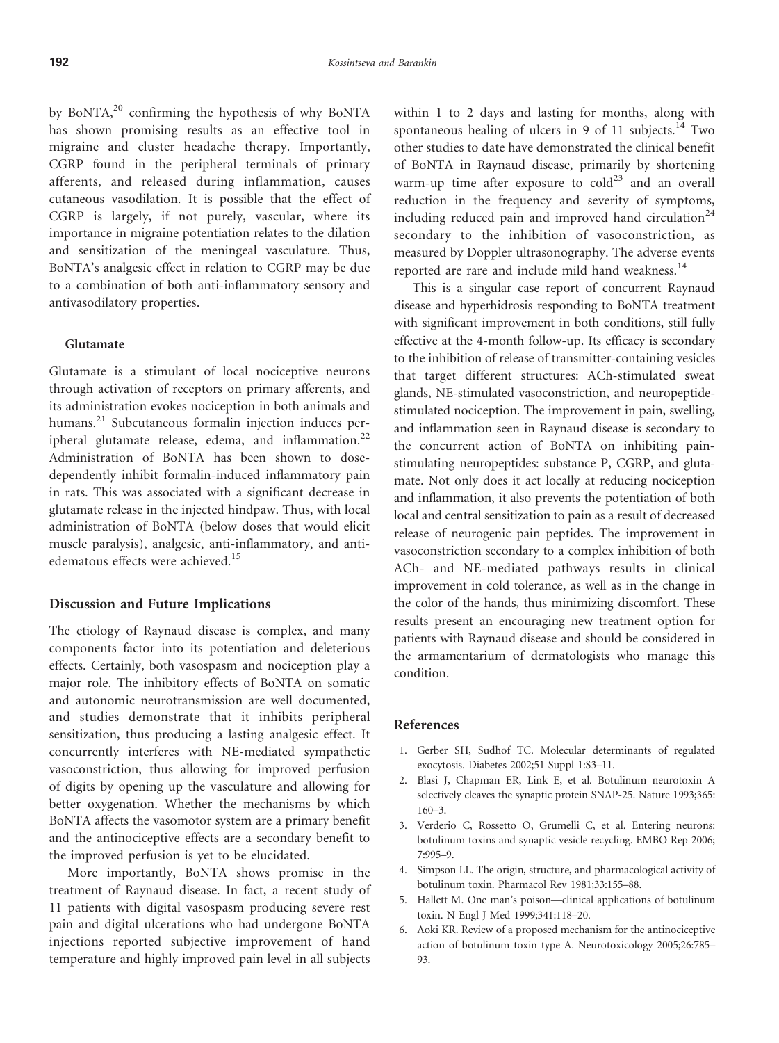by BoNTA,[20] confirming the hypothesis of why BoNTA has shown promising results as an effective tool in migraine and cluster headache therapy. Importantly, CGRP found in the peripheral terminals of primary afferents, and released during inflammation, causes cutaneous vasodilation. It is possible that the effect of CGRP is largely, if not purely, vascular, where its importance in migraine potentiation relates to the dilation and sensitization of the meningeal vasculature. Thus, BoNTA's analgesic effect in relation to CGRP may be due to a combination of both anti-inflammatory sensory and antivasodilatory properties.

#### Glutamate

Glutamate is a stimulant of local nociceptive neurons through activation of receptors on primary afferents, and its administration evokes nociception in both animals and humans.[21] Subcutaneous formalin injection induces peripheral glutamate release, edema, and inflammation.[22] Administration of BoNTA has been shown to dose-dependently inhibit formalin-induced inflammatory pain in rats. This was associated with a significant decrease in glutamate release in the injected hindpaw. Thus, with local administration of BoNTA (below doses that would elicit muscle paralysis), analgesic, anti-inflammatory, and anti-edematous effects were achieved.[15]

### Discussion and Future Implications

The etiology of Raynaud disease is complex, and many components factor into its potentiation and deleterious effects. Certainly, both vasospasm and nociception play a major role. The inhibitory effects of BoNTA on somatic and autonomic neurotransmission are well documented, and studies demonstrate that it inhibits peripheral sensitization, thus producing a lasting analgesic effect. It concurrently interferes with NE-mediated sympathetic vasoconstriction, thus allowing for improved perfusion of digits by opening up the vasculature and allowing for better oxygenation. Whether the mechanisms by which BoNTA affects the vasomotor system are a primary benefit and the antinociceptive effects are a secondary benefit to the improved perfusion is yet to be elucidated.

More importantly, BoNTA shows promise in the treatment of Raynaud disease. In fact, a recent study of 11 patients with digital vasospasm producing severe rest pain and digital ulcerations who had undergone BoNTA injections reported subjective improvement of hand temperature and highly improved pain level in all subjects within 1 to 2 days and lasting for months, along with spontaneous healing of ulcers in 9 of 11 subjects.[14] Two other studies to date have demonstrated the clinical benefit of BoNTA in Raynaud disease, primarily by shortening warm-up time after exposure to cold[23] and an overall reduction in the frequency and severity of symptoms, including reduced pain and improved hand circulation[24] secondary to the inhibition of vasoconstriction, as measured by Doppler ultrasonography. The adverse events reported are rare and include mild hand weakness.[14]

This is a singular case report of concurrent Raynaud disease and hyperhidrosis responding to BoNTA treatment with significant improvement in both conditions, still fully effective at the 4-month follow-up. Its efficacy is secondary to the inhibition of release of transmitter-containing vesicles that target different structures: ACh-stimulated sweat glands, NE-stimulated vasoconstriction, and neuropeptide-stimulated nociception. The improvement in pain, swelling, and inflammation seen in Raynaud disease is secondary to the concurrent action of BoNTA on inhibiting pain-stimulating neuropeptides: substance P, CGRP, and glutamate. Not only does it act locally at reducing nociception and inflammation, it also prevents the potentiation of both local and central sensitization to pain as a result of decreased release of neurogenic pain peptides. The improvement in vasoconstriction secondary to a complex inhibition of both ACh- and NE-mediated pathways results in clinical improvement in cold tolerance, as well as in the change in the color of the hands, thus minimizing discomfort. These results present an encouraging new treatment option for patients with Raynaud disease and should be considered in the armamentarium of dermatologists who manage this condition.

### References

1. Gerber SH, Sudhof TC. Molecular determinants of regulated exocytosis. Diabetes 2002;51 Suppl 1:S3–11.
2. Blasi J, Chapman ER, Link E, et al. Botulinum neurotoxin A selectively cleaves the synaptic protein SNAP-25. Nature 1993;365:160–3.
3. Verderio C, Rossetto O, Grumelli C, et al. Entering neurons: botulinum toxins and synaptic vesicle recycling. EMBO Rep 2006;7:995–9.
4. Simpson LL. The origin, structure, and pharmacological activity of botulinum toxin. Pharmacol Rev 1981;33:155–88.
5. Hallett M. One man's poison—clinical applications of botulinum toxin. N Engl J Med 1999;341:118–20.
6. Aoki KR. Review of a proposed mechanism for the antinociceptive action of botulinum toxin type A. Neurotoxicology 2005;26:785–93.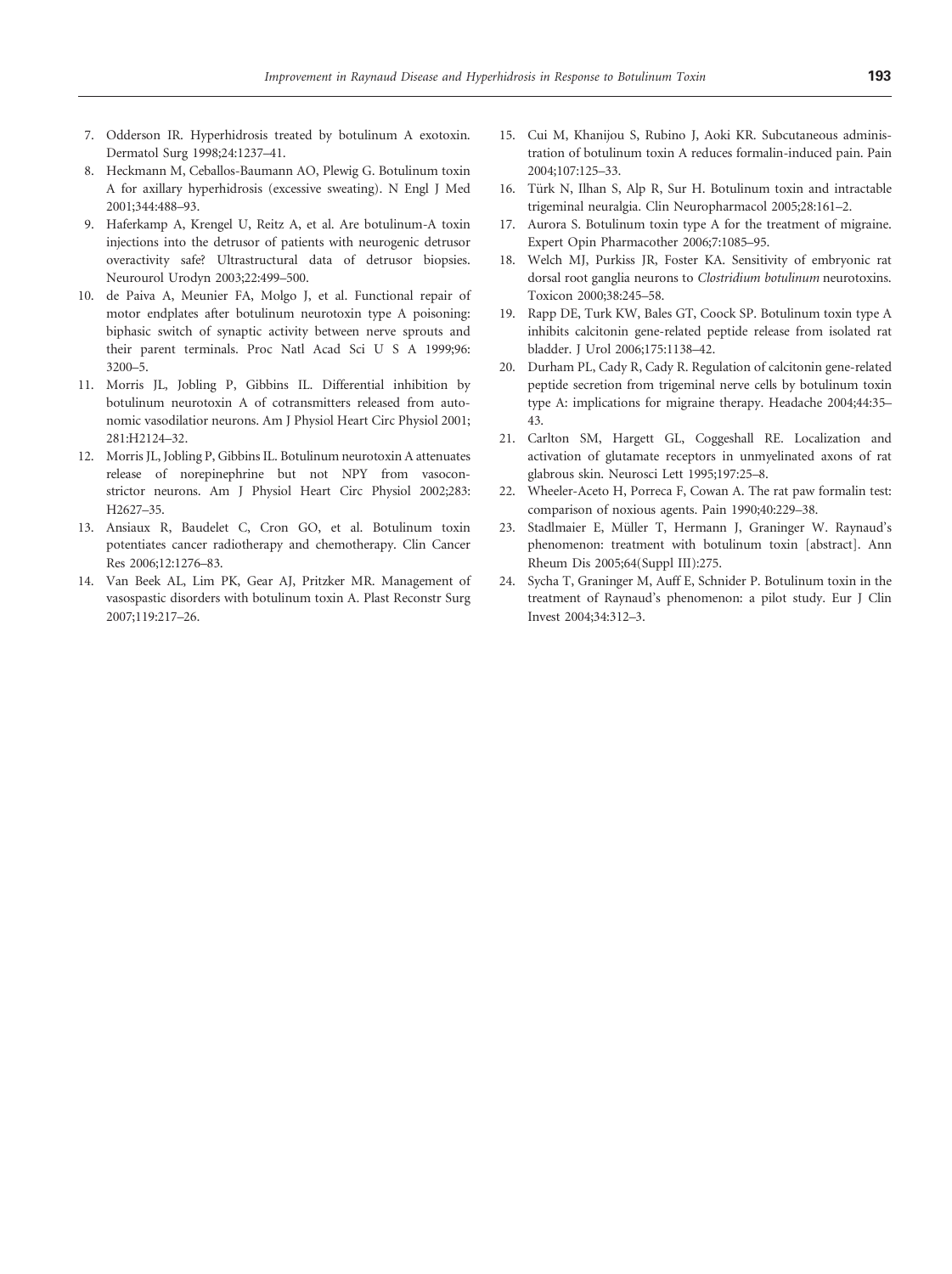7. Odderson IR. Hyperhidrosis treated by botulinum A exotoxin. Dermatol Surg 1998;24:1237–41.
8. Heckmann M, Ceballos-Baumann AO, Plewig G. Botulinum toxin A for axillary hyperhidrosis (excessive sweating). N Engl J Med 2001;344:488–93.
9. Haferkamp A, Krengel U, Reitz A, et al. Are botulinum-A toxin injections into the detrusor of patients with neurogenic detrusor overactivity safe? Ultrastructural data of detrusor biopsies. Neurourol Urodyn 2003;22:499–500.
10. de Paiva A, Meunier FA, Molgo J, et al. Functional repair of motor endplates after botulinum neurotoxin type A poisoning: biphasic switch of synaptic activity between nerve sprouts and their parent terminals. Proc Natl Acad Sci U S A 1999;96: 3200–5.
11. Morris JL, Jobling P, Gibbins IL. Differential inhibition by botulinum neurotoxin A of cotransmitters released from autonomic vasodilatior neurons. Am J Physiol Heart Circ Physiol 2001; 281:H2124–32.
12. Morris JL, Jobling P, Gibbins IL. Botulinum neurotoxin A attenuates release of norepinephrine but not NPY from vasoconstrictor neurons. Am J Physiol Heart Circ Physiol 2002;283: H2627–35.
13. Ansiaux R, Baudelet C, Cron GO, et al. Botulinum toxin potentiates cancer radiotherapy and chemotherapy. Clin Cancer Res 2006;12:1276–83.
14. Van Beek AL, Lim PK, Gear AJ, Pritzker MR. Management of vasospastic disorders with botulinum toxin A. Plast Reconstr Surg 2007;119:217–26.
15. Cui M, Khanijou S, Rubino J, Aoki KR. Subcutaneous administration of botulinum toxin A reduces formalin-induced pain. Pain 2004;107:125–33.
16. Türk N, Ilhan S, Alp R, Sur H. Botulinum toxin and intractable trigeminal neuralgia. Clin Neuropharmacol 2005;28:161–2.
17. Aurora S. Botulinum toxin type A for the treatment of migraine. Expert Opin Pharmacother 2006;7:1085–95.
18. Welch MJ, Purkiss JR, Foster KA. Sensitivity of embryonic rat dorsal root ganglia neurons to *Clostridium botulinum* neurotoxins. Toxicon 2000;38:245–58.
19. Rapp DE, Turk KW, Bales GT, Coock SP. Botulinum toxin type A inhibits calcitonin gene-related peptide release from isolated rat bladder. J Urol 2006;175:1138–42.
20. Durham PL, Cady R, Cady R. Regulation of calcitonin gene-related peptide secretion from trigeminal nerve cells by botulinum toxin type A: implications for migraine therapy. Headache 2004;44:35–43.
21. Carlton SM, Hargett GL, Coggeshall RE. Localization and activation of glutamate receptors in unmyelinated axons of rat glabrous skin. Neurosci Lett 1995;197:25–8.
22. Wheeler-Aceto H, Porreca F, Cowan A. The rat paw formalin test: comparison of noxious agents. Pain 1990;40:229–38.
23. Stadlmaier E, Müller T, Hermann J, Graninger W. Raynaud's phenomenon: treatment with botulinum toxin [abstract]. Ann Rheum Dis 2005;64(Suppl III):275.
24. Sycha T, Graninger M, Auff E, Schnider P. Botulinum toxin in the treatment of Raynaud's phenomenon: a pilot study. Eur J Clin Invest 2004;34:312–3.